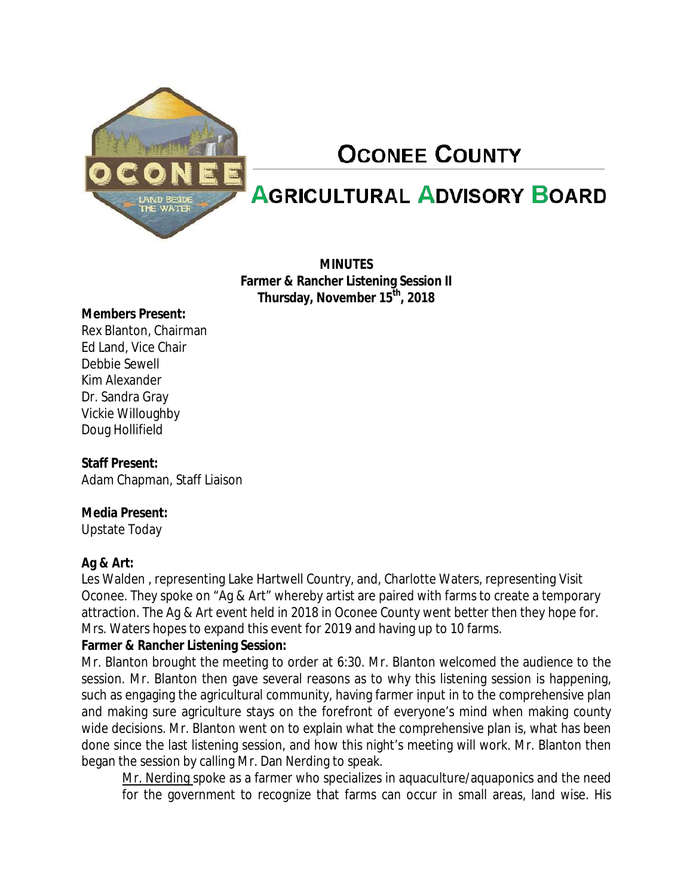# OCONEE COUNTY

## AGRICULTURAL ADVISORY BOARD

**MINUTES**
**Farmer & Rancher Listening Session II**
**Thursday, November 15th, 2018**

**Members Present:**
Rex Blanton, Chairman
Ed Land, Vice Chair
Debbie Sewell
Kim Alexander
Dr. Sandra Gray
Vickie Willoughby
Doug Hollifield

**Staff Present:**
Adam Chapman, Staff Liaison

**Media Present:**
Upstate Today

**Ag & Art:**
Les Walden , representing Lake Hartwell Country, and, Charlotte Waters, representing Visit Oconee. They spoke on "Ag & Art" whereby artist are paired with farms to create a temporary attraction. The Ag & Art event held in 2018 in Oconee County went better then they hope for. Mrs. Waters hopes to expand this event for 2019 and having up to 10 farms.

**Farmer & Rancher Listening Session:**
Mr. Blanton brought the meeting to order at 6:30. Mr. Blanton welcomed the audience to the session. Mr. Blanton then gave several reasons as to why this listening session is happening, such as engaging the agricultural community, having farmer input in to the comprehensive plan and making sure agriculture stays on the forefront of everyone's mind when making county wide decisions. Mr. Blanton went on to explain what the comprehensive plan is, what has been done since the last listening session, and how this night's meeting will work. Mr. Blanton then began the session by calling Mr. Dan Nerding to speak.

Mr. Nerding spoke as a farmer who specializes in aquaculture/aquaponics and the need for the government to recognize that farms can occur in small areas, land wise. His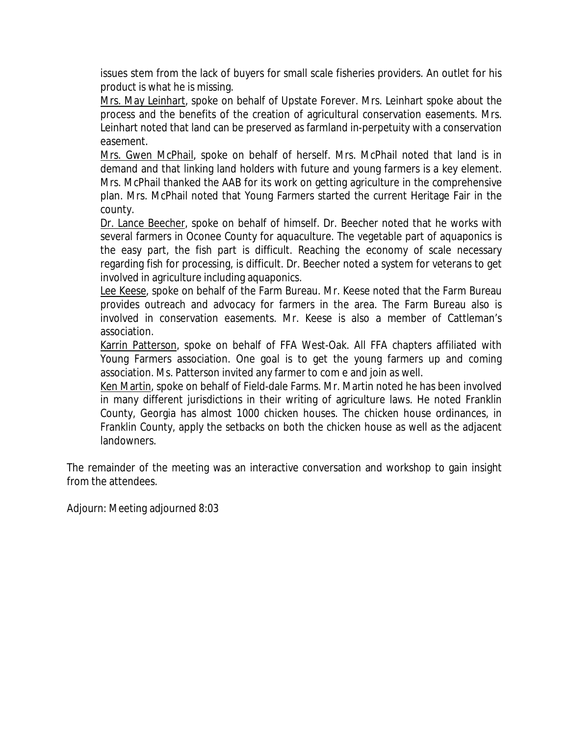issues stem from the lack of buyers for small scale fisheries providers. An outlet for his product is what he is missing.

Mrs. May Leinhart, spoke on behalf of Upstate Forever. Mrs. Leinhart spoke about the process and the benefits of the creation of agricultural conservation easements. Mrs. Leinhart noted that land can be preserved as farmland in-perpetuity with a conservation easement.

Mrs. Gwen McPhail, spoke on behalf of herself. Mrs. McPhail noted that land is in demand and that linking land holders with future and young farmers is a key element. Mrs. McPhail thanked the AAB for its work on getting agriculture in the comprehensive plan. Mrs. McPhail noted that Young Farmers started the current Heritage Fair in the county.

Dr. Lance Beecher, spoke on behalf of himself. Dr. Beecher noted that he works with several farmers in Oconee County for aquaculture. The vegetable part of aquaponics is the easy part, the fish part is difficult. Reaching the economy of scale necessary regarding fish for processing, is difficult. Dr. Beecher noted a system for veterans to get involved in agriculture including aquaponics.

Lee Keese, spoke on behalf of the Farm Bureau. Mr. Keese noted that the Farm Bureau provides outreach and advocacy for farmers in the area. The Farm Bureau also is involved in conservation easements. Mr. Keese is also a member of Cattleman's association.

Karrin Patterson, spoke on behalf of FFA West-Oak. All FFA chapters affiliated with Young Farmers association. One goal is to get the young farmers up and coming association. Ms. Patterson invited any farmer to com e and join as well.

Ken Martin, spoke on behalf of Field-dale Farms. Mr. Martin noted he has been involved in many different jurisdictions in their writing of agriculture laws. He noted Franklin County, Georgia has almost 1000 chicken houses. The chicken house ordinances, in Franklin County, apply the setbacks on both the chicken house as well as the adjacent landowners.

The remainder of the meeting was an interactive conversation and workshop to gain insight from the attendees.

Adjourn: Meeting adjourned 8:03